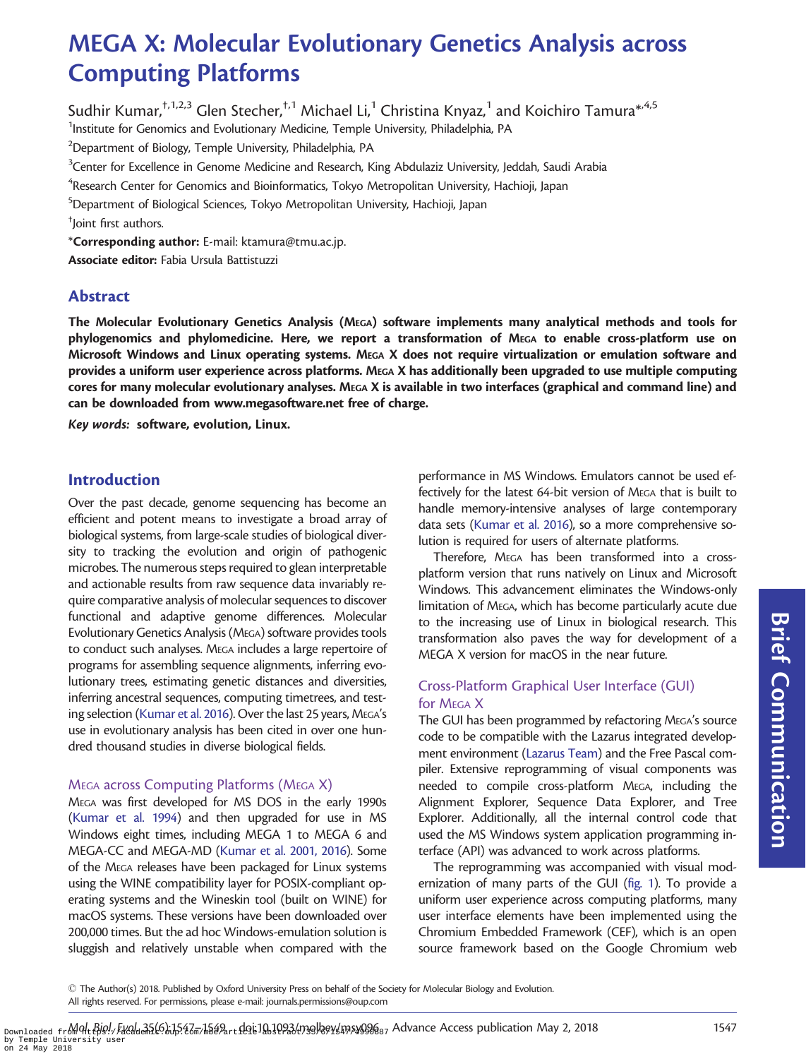# MEGA X: Molecular Evolutionary Genetics Analysis across Computing Platforms

Sudhir Kumar,[†,1,2,3] Glen Stecher,[†,1] Michael Li,[1] Christina Knyaz,[1] and Koichiro Tamura*[,4,5]

[1]Institute for Genomics and Evolutionary Medicine, Temple University, Philadelphia, PA

[2]Department of Biology, Temple University, Philadelphia, PA

[3]Center for Excellence in Genome Medicine and Research, King Abdulaziz University, Jeddah, Saudi Arabia

[4]Research Center for Genomics and Bioinformatics, Tokyo Metropolitan University, Hachioji, Japan

[5]Department of Biological Sciences, Tokyo Metropolitan University, Hachioji, Japan

[†]Joint first authors.

***Corresponding author:** E-mail: ktamura@tmu.ac.jp.

**Associate editor:** Fabia Ursula Battistuzzi

## Abstract

**The Molecular Evolutionary Genetics Analysis (MEGA) software implements many analytical methods and tools for phylogenomics and phylomedicine. Here, we report a transformation of MEGA to enable cross-platform use on Microsoft Windows and Linux operating systems. MEGA X does not require virtualization or emulation software and provides a uniform user experience across platforms. MEGA X has additionally been upgraded to use multiple computing cores for many molecular evolutionary analyses. MEGA X is available in two interfaces (graphical and command line) and can be downloaded from www.megasoftware.net free of charge.**

***Key words:*** **software, evolution, Linux.**

## Introduction

Over the past decade, genome sequencing has become an efficient and potent means to investigate a broad array of biological systems, from large-scale studies of biological diversity to tracking the evolution and origin of pathogenic microbes. The numerous steps required to glean interpretable and actionable results from raw sequence data invariably require comparative analysis of molecular sequences to discover functional and adaptive genome differences. Molecular Evolutionary Genetics Analysis (MEGA) software provides tools to conduct such analyses. MEGA includes a large repertoire of programs for assembling sequence alignments, inferring evolutionary trees, estimating genetic distances and diversities, inferring ancestral sequences, computing timetrees, and testing selection (Kumar et al. 2016). Over the last 25 years, MEGA's use in evolutionary analysis has been cited in over one hundred thousand studies in diverse biological fields.

### MEGA across Computing Platforms (MEGA X)

MEGA was first developed for MS DOS in the early 1990s (Kumar et al. 1994) and then upgraded for use in MS Windows eight times, including MEGA 1 to MEGA 6 and MEGA-CC and MEGA-MD (Kumar et al. 2001, 2016). Some of the MEGA releases have been packaged for Linux systems using the WINE compatibility layer for POSIX-compliant operating systems and the Wineskin tool (built on WINE) for macOS systems. These versions have been downloaded over 200,000 times. But the ad hoc Windows-emulation solution is sluggish and relatively unstable when compared with the performance in MS Windows. Emulators cannot be used effectively for the latest 64-bit version of MEGA that is built to handle memory-intensive analyses of large contemporary data sets (Kumar et al. 2016), so a more comprehensive solution is required for users of alternate platforms.

Therefore, MEGA has been transformed into a cross-platform version that runs natively on Linux and Microsoft Windows. This advancement eliminates the Windows-only limitation of MEGA, which has become particularly acute due to the increasing use of Linux in biological research. This transformation also paves the way for development of a MEGA X version for macOS in the near future.

### Cross-Platform Graphical User Interface (GUI) for MEGA X

The GUI has been programmed by refactoring MEGA's source code to be compatible with the Lazarus integrated development environment (Lazarus Team) and the Free Pascal compiler. Extensive reprogramming of visual components was needed to compile cross-platform MEGA, including the Alignment Explorer, Sequence Data Explorer, and Tree Explorer. Additionally, all the internal control code that used the MS Windows system application programming interface (API) was advanced to work across platforms.

The reprogramming was accompanied with visual modernization of many parts of the GUI (fig. 1). To provide a uniform user experience across computing platforms, many user interface elements have been implemented using the Chromium Embedded Framework (CEF), which is an open source framework based on the Google Chromium web

© The Author(s) 2018. Published by Oxford University Press on behalf of the Society for Molecular Biology and Evolution. All rights reserved. For permissions, please e-mail: journals.permissions@oup.com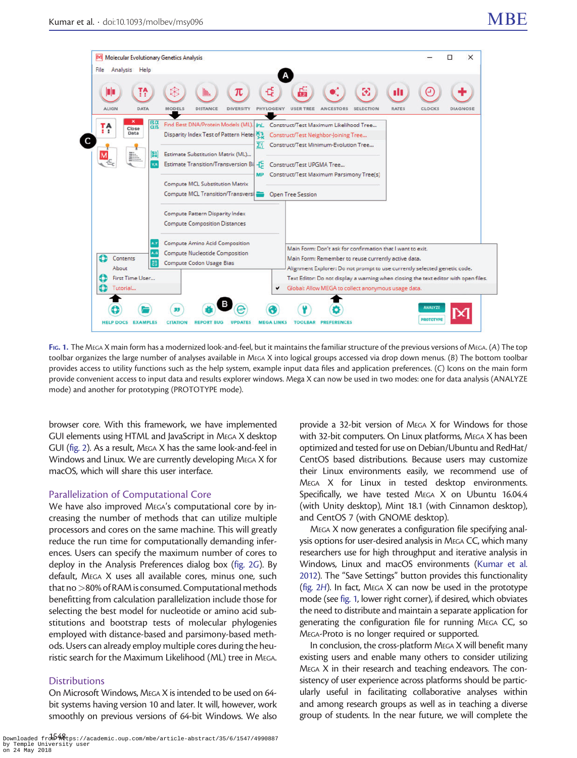**FIG. 1.** The MEGA X main form has a modernized look-and-feel, but it maintains the familiar structure of the previous versions of MEGA. (*A*) The top toolbar organizes the large number of analyses available in MEGA X into logical groups accessed via drop down menus. (*B*) The bottom toolbar provides access to utility functions such as the help system, example input data files and application preferences. (*C*) Icons on the main form provide convenient access to input data and results explorer windows. Mega X can now be used in two modes: one for data analysis (ANALYZE mode) and another for prototyping (PROTOTYPE mode).

browser core. With this framework, we have implemented GUI elements using HTML and JavaScript in MEGA X desktop GUI (fig. 2). As a result, MEGA X has the same look-and-feel in Windows and Linux. We are currently developing MEGA X for macOS, which will share this user interface.

## Parallelization of Computational Core

We have also improved MEGA's computational core by increasing the number of methods that can utilize multiple processors and cores on the same machine. This will greatly reduce the run time for computationally demanding inferences. Users can specify the maximum number of cores to deploy in the Analysis Preferences dialog box (fig. 2*G*). By default, MEGA X uses all available cores, minus one, such that no >80% of RAM is consumed. Computational methods benefitting from calculation parallelization include those for selecting the best model for nucleotide or amino acid substitutions and bootstrap tests of molecular phylogenies employed with distance-based and parsimony-based methods. Users can already employ multiple cores during the heuristic search for the Maximum Likelihood (ML) tree in MEGA.

## Distributions

On Microsoft Windows, MEGA X is intended to be used on 64-bit systems having version 10 and later. It will, however, work smoothly on previous versions of 64-bit Windows. We also provide a 32-bit version of MEGA X for Windows for those with 32-bit computers. On Linux platforms, MEGA X has been optimized and tested for use on Debian/Ubuntu and RedHat/CentOS based distributions. Because users may customize their Linux environments easily, we recommend use of MEGA X for Linux in tested desktop environments. Specifically, we have tested MEGA X on Ubuntu 16.04.4 (with Unity desktop), Mint 18.1 (with Cinnamon desktop), and CentOS 7 (with GNOME desktop).

MEGA X now generates a configuration file specifying analysis options for user-desired analysis in MEGA CC, which many researchers use for high throughput and iterative analysis in Windows, Linux and macOS environments (Kumar et al. 2012). The "Save Settings" button provides this functionality (fig. 2*H*). In fact, MEGA X can now be used in the prototype mode (see fig. 1, lower right corner), if desired, which obviates the need to distribute and maintain a separate application for generating the configuration file for running MEGA CC, so MEGA-Proto is no longer required or supported.

In conclusion, the cross-platform MEGA X will benefit many existing users and enable many others to consider utilizing MEGA X in their research and teaching endeavors. The consistency of user experience across platforms should be particularly useful in facilitating collaborative analyses within and among research groups as well as in teaching a diverse group of students. In the near future, we will complete the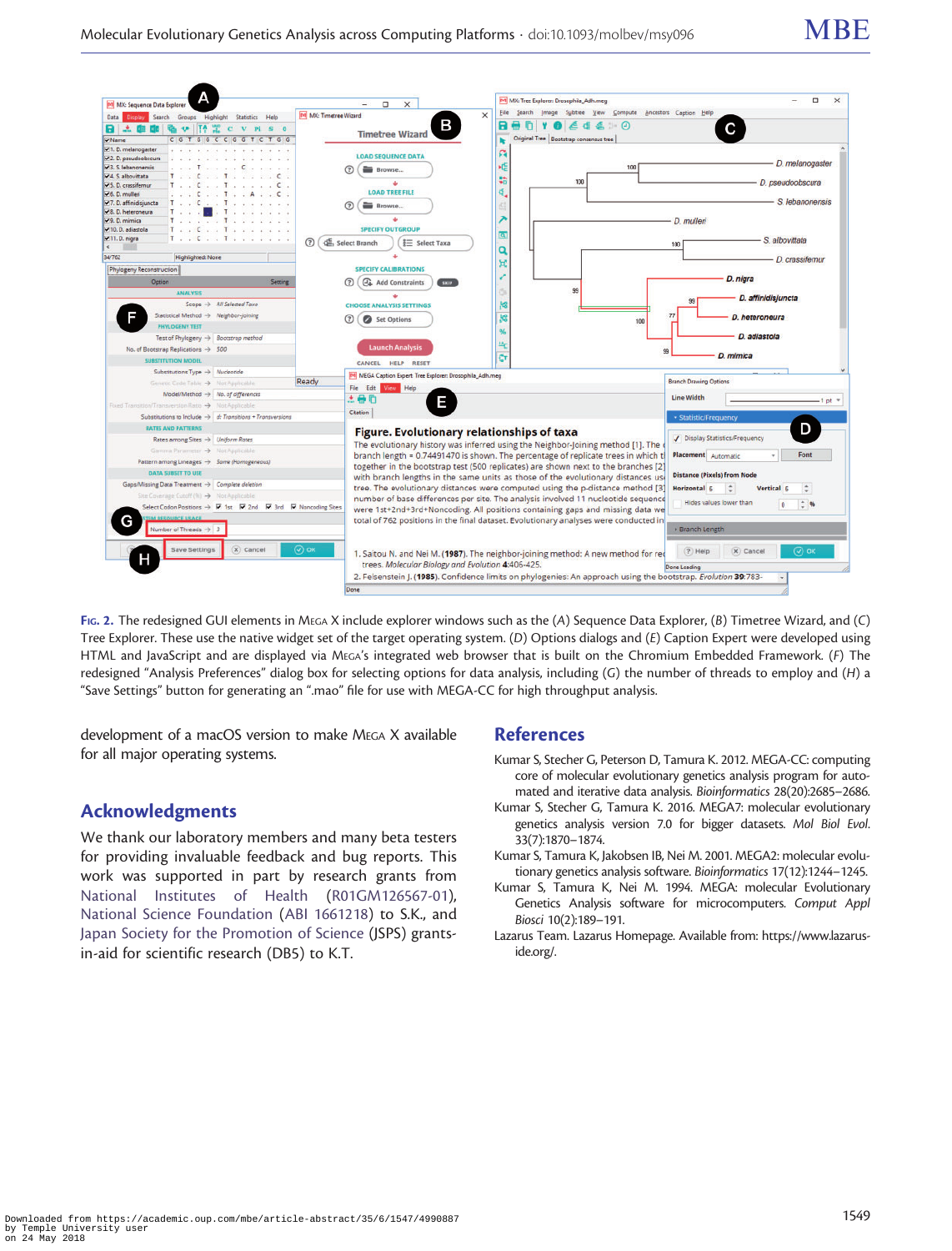FIG. 2. The redesigned GUI elements in MEGA X include explorer windows such as the (A) Sequence Data Explorer, (B) Timetree Wizard, and (C) Tree Explorer. These use the native widget set of the target operating system. (D) Options dialogs and (E) Caption Expert were developed using HTML and JavaScript and are displayed via MEGA's integrated web browser that is built on the Chromium Embedded Framework. (F) The redesigned "Analysis Preferences" dialog box for selecting options for data analysis, including (G) the number of threads to employ and (H) a "Save Settings" button for generating an ".mao" file for use with MEGA-CC for high throughput analysis.

development of a macOS version to make MEGA X available for all major operating systems.

## Acknowledgments

We thank our laboratory members and many beta testers for providing invaluable feedback and bug reports. This work was supported in part by research grants from National Institutes of Health (R01GM126567-01), National Science Foundation (ABI 1661218) to S.K., and Japan Society for the Promotion of Science (JSPS) grants-in-aid for scientific research (DB5) to K.T.

## References

Kumar S, Stecher G, Peterson D, Tamura K. 2012. MEGA-CC: computing core of molecular evolutionary genetics analysis program for automated and iterative data analysis. *Bioinformatics* 28(20):2685–2686.

Kumar S, Stecher G, Tamura K. 2016. MEGA7: molecular evolutionary genetics analysis version 7.0 for bigger datasets. *Mol Biol Evol.* 33(7):1870–1874.

Kumar S, Tamura K, Jakobsen IB, Nei M. 2001. MEGA2: molecular evolutionary genetics analysis software. *Bioinformatics* 17(12):1244–1245.

Kumar S, Tamura K, Nei M. 1994. MEGA: molecular Evolutionary Genetics Analysis software for microcomputers. *Comput Appl Biosci* 10(2):189–191.

Lazarus Team. Lazarus Homepage. Available from: https://www.lazarus-ide.org/.